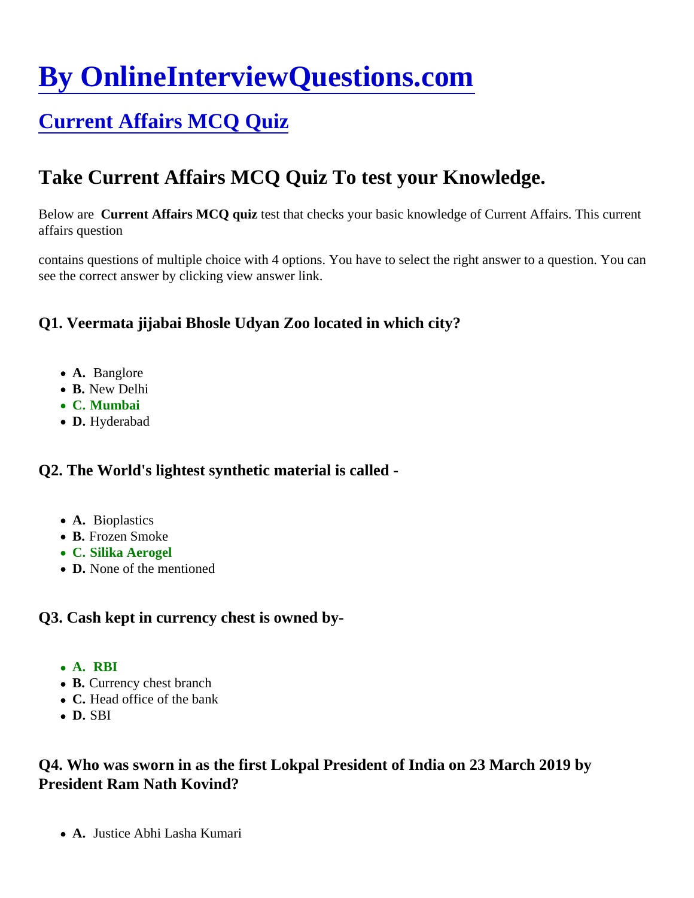# By OnlineInterviewQuestions.com

## Current Affairs MCQ Quiz

## Take Current Affairs MCQ Quiz To test your Knowledge.

Below are **Current Affairs MCQ quiz** test that checks your basic knowledge of Current Affairs. This current affairs question

contains questions of multiple choice with 4 options. You have to select the right answer to a question. You can see the correct answer by clicking view answer link.

### Q1. Veermata jijabai Bhosle Udyan Zoo located in which city?

- **A.** Banglore
- **B.** New Delhi
- **C. Mumbai**
- **D.** Hyderabad

### Q2. The World's lightest synthetic material is called -

- **A.** Bioplastics
- **B.** Frozen Smoke
- **C. Silika Aerogel**
- **D.** None of the mentioned

### Q3. Cash kept in currency chest is owned by-

- **A. RBI**
- **B.** Currency chest branch
- **C.** Head office of the bank
- **D.** SBI

### Q4. Who was sworn in as the first Lokpal President of India on 23 March 2019 by President Ram Nath Kovind?

- **A.** Justice Abhi Lasha Kumari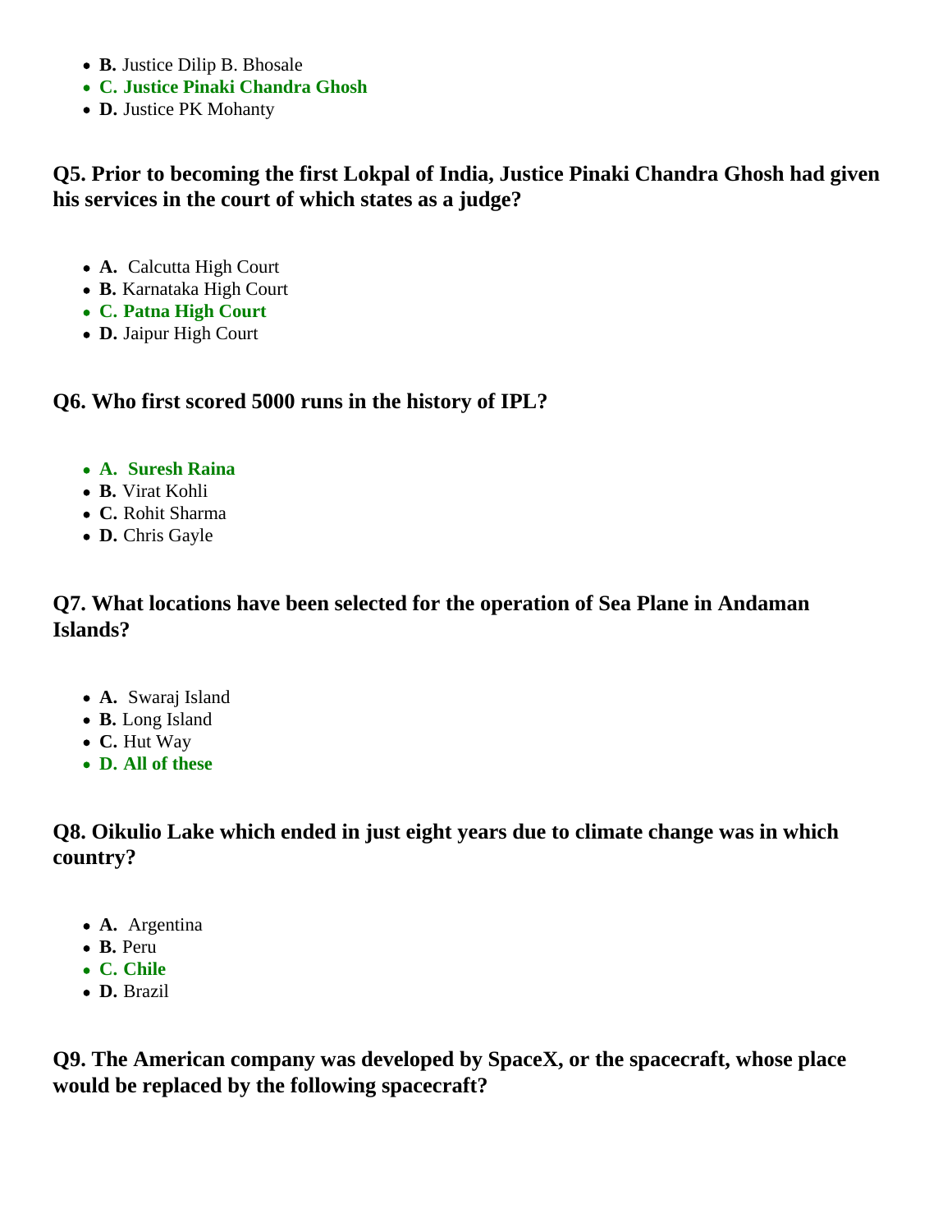- **B.** Justice Dilip B. Bhosale
- **C. Justice Pinaki Chandra Ghosh**
- **D.** Justice PK Mohanty

**Q5. Prior to becoming the first Lokpal of India, Justice Pinaki Chandra Ghosh had given his services in the court of which states as a judge?**

- **A.** Calcutta High Court
- **B.** Karnataka High Court
- **C. Patna High Court**
- **D.** Jaipur High Court

**Q6. Who first scored 5000 runs in the history of IPL?**

- **A. Suresh Raina**
- **B.** Virat Kohli
- **C.** Rohit Sharma
- **D.** Chris Gayle

**Q7. What locations have been selected for the operation of Sea Plane in Andaman Islands?**

- **A.** Swaraj Island
- **B.** Long Island
- **C.** Hut Way
- **D. All of these**

**Q8. Oikulio Lake which ended in just eight years due to climate change was in which country?**

- **A.** Argentina
- **B.** Peru
- **C. Chile**
- **D.** Brazil

**Q9. The American company was developed by SpaceX, or the spacecraft, whose place would be replaced by the following spacecraft?**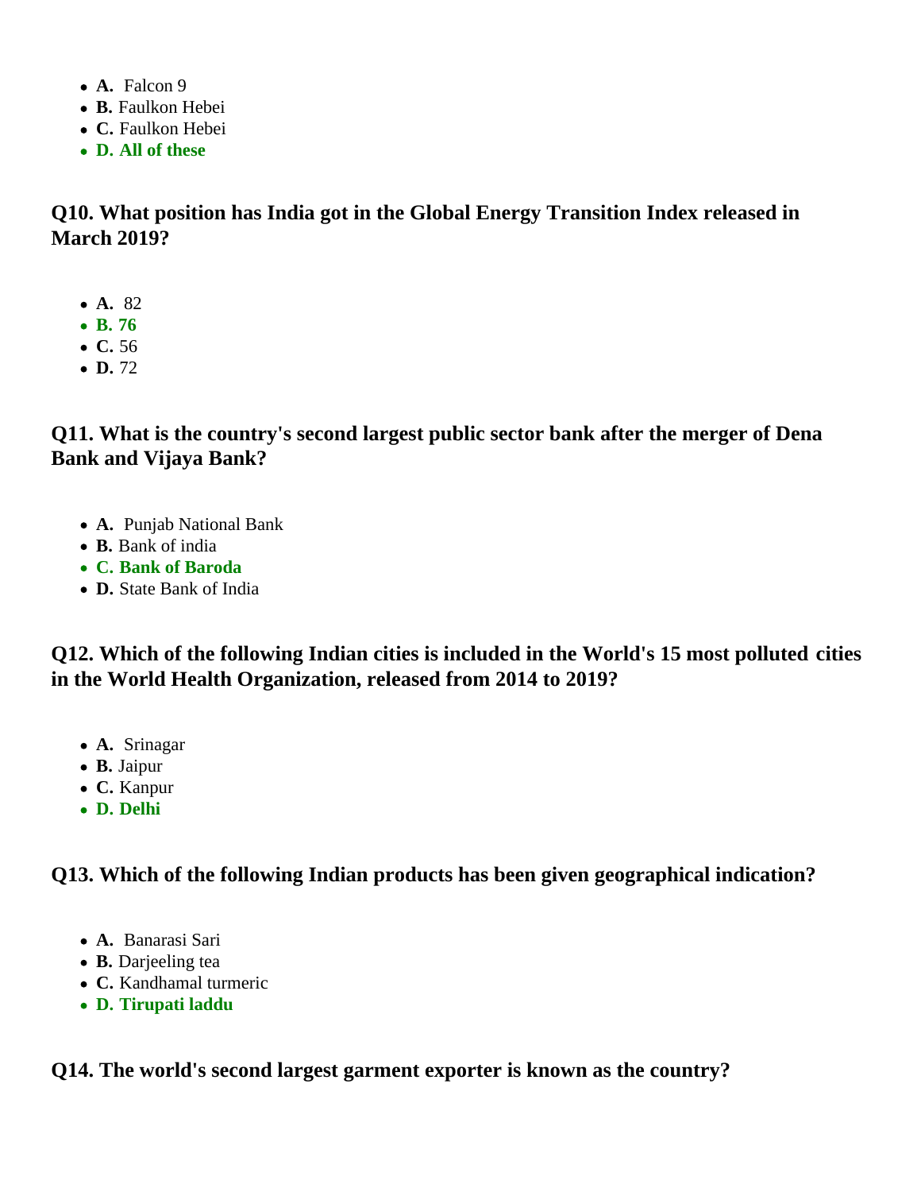- **A.** Falcon 9
- **B.** Faulkon Hebei
- **C.** Faulkon Hebei
- **D. All of these**

### Q10. What position has India got in the Global Energy Transition Index released in March 2019?

- **A.** 82
- **B. 76**
- **C.** 56
- **D.** 72

### Q11. What is the country's second largest public sector bank after the merger of Dena Bank and Vijaya Bank?

- **A.** Punjab National Bank
- **B.** Bank of india
- **C. Bank of Baroda**
- **D.** State Bank of India

### Q12. Which of the following Indian cities is included in the World's 15 most polluted cities in the World Health Organization, released from 2014 to 2019?

- **A.** Srinagar
- **B.** Jaipur
- **C.** Kanpur
- **D. Delhi**

### Q13. Which of the following Indian products has been given geographical indication?

- **A.** Banarasi Sari
- **B.** Darjeeling tea
- **C.** Kandhamal turmeric
- **D. Tirupati laddu**

### Q14. The world's second largest garment exporter is known as the country?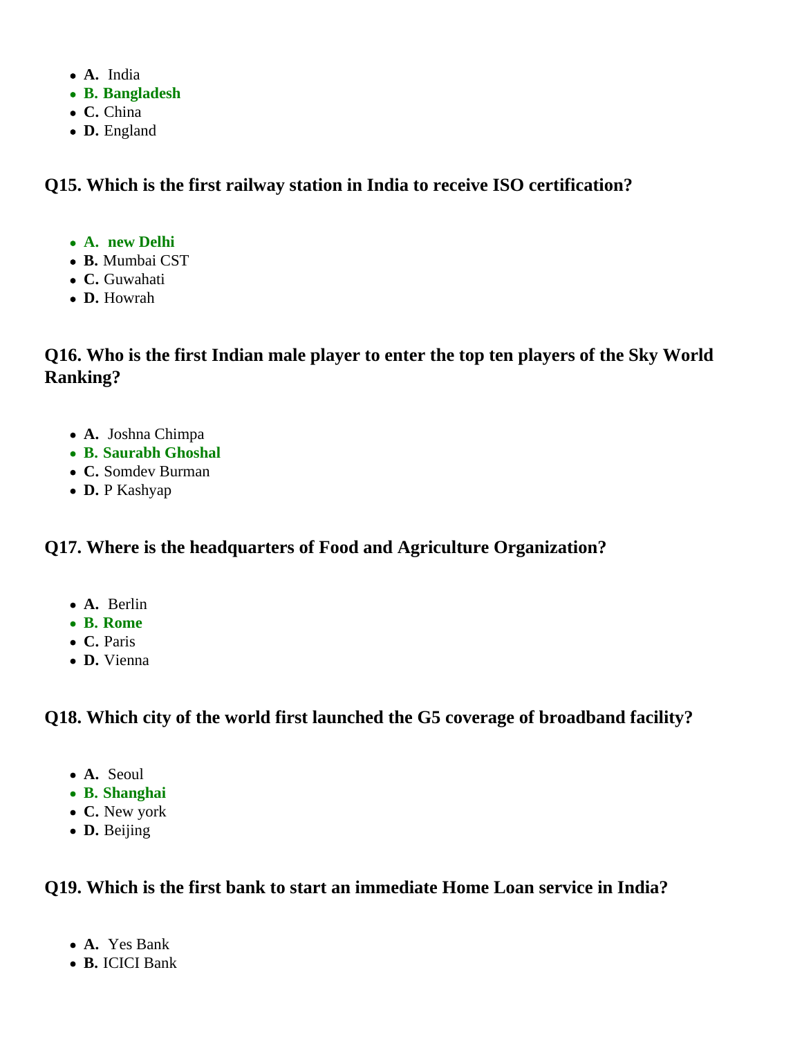- **A.** India
- **B. Bangladesh**
- **C.** China
- **D.** England

### Q15. Which is the first railway station in India to receive ISO certification?

- **A. new Delhi**
- **B.** Mumbai CST
- **C.** Guwahati
- **D.** Howrah

### Q16. Who is the first Indian male player to enter the top ten players of the Sky World Ranking?

- **A.** Joshna Chimpa
- **B. Saurabh Ghoshal**
- **C.** Somdev Burman
- **D.** P Kashyap

### Q17. Where is the headquarters of Food and Agriculture Organization?

- **A.** Berlin
- **B. Rome**
- **C.** Paris
- **D.** Vienna

### Q18. Which city of the world first launched the G5 coverage of broadband facility?

- **A.** Seoul
- **B. Shanghai**
- **C.** New york
- **D.** Beijing

### Q19. Which is the first bank to start an immediate Home Loan service in India?

- **A.** Yes Bank
- **B.** ICICI Bank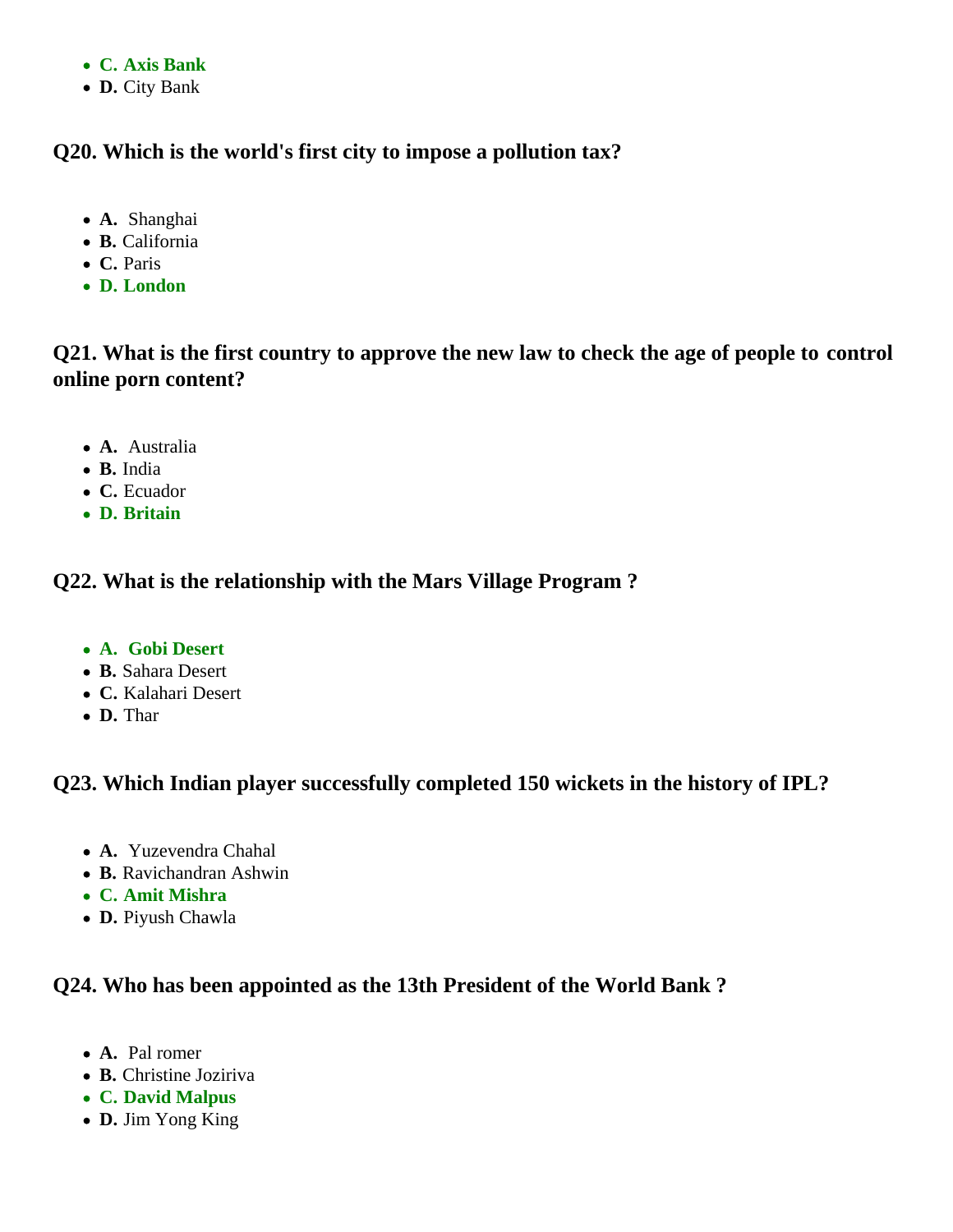- **C. Axis Bank**
- **D.** City Bank

### Q20. Which is the world's first city to impose a pollution tax?

- **A.** Shanghai
- **B.** California
- **C.** Paris
- **D. London**

### Q21. What is the first country to approve the new law to check the age of people to control online porn content?

- **A.** Australia
- **B.** India
- **C.** Ecuador
- **D. Britain**

### Q22. What is the relationship with the Mars Village Program ?

- **A. Gobi Desert**
- **B.** Sahara Desert
- **C.** Kalahari Desert
- **D.** Thar

### Q23. Which Indian player successfully completed 150 wickets in the history of IPL?

- **A.** Yuzevendra Chahal
- **B.** Ravichandran Ashwin
- **C. Amit Mishra**
- **D.** Piyush Chawla

### Q24. Who has been appointed as the 13th President of the World Bank ?

- **A.** Pal romer
- **B.** Christine Joziriva
- **C. David Malpus**
- **D.** Jim Yong King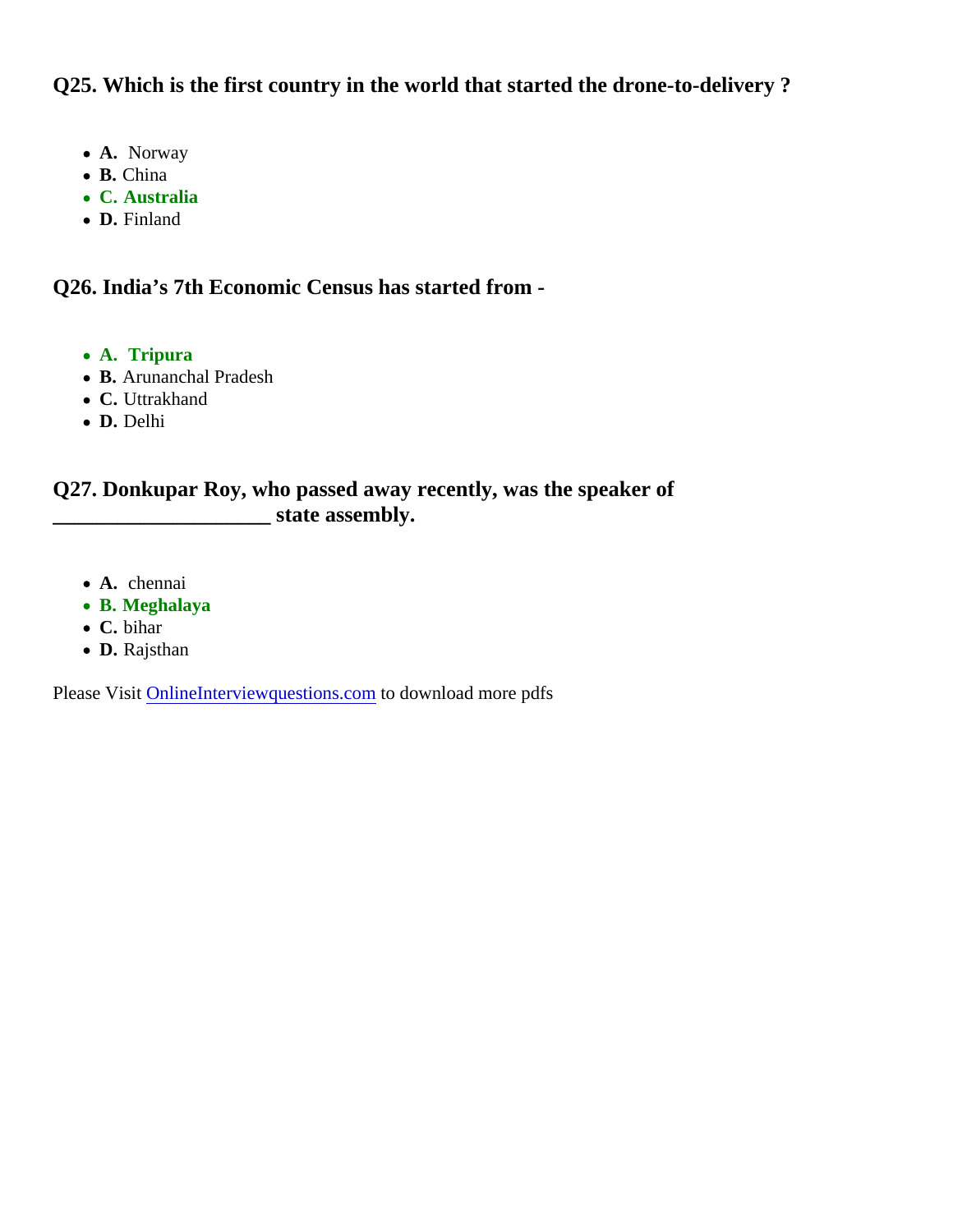### Q25. Which is the first country in the world that started the drone-to-delivery ?

- **A.** Norway
- **B.** China
- **C. Australia**
- **D.** Finland

### Q26. India’s 7th Economic Census has started from -

- **A. Tripura**
- **B.** Arunanchal Pradesh
- **C.** Uttrakhand
- **D.** Delhi

### Q27. Donkupar Roy, who passed away recently, was the speaker of ____________________ state assembly.

- **A.** chennai
- **B. Meghalaya**
- **C.** bihar
- **D.** Rajsthan

Please Visit OnlineInterviewquestions.com to download more pdfs